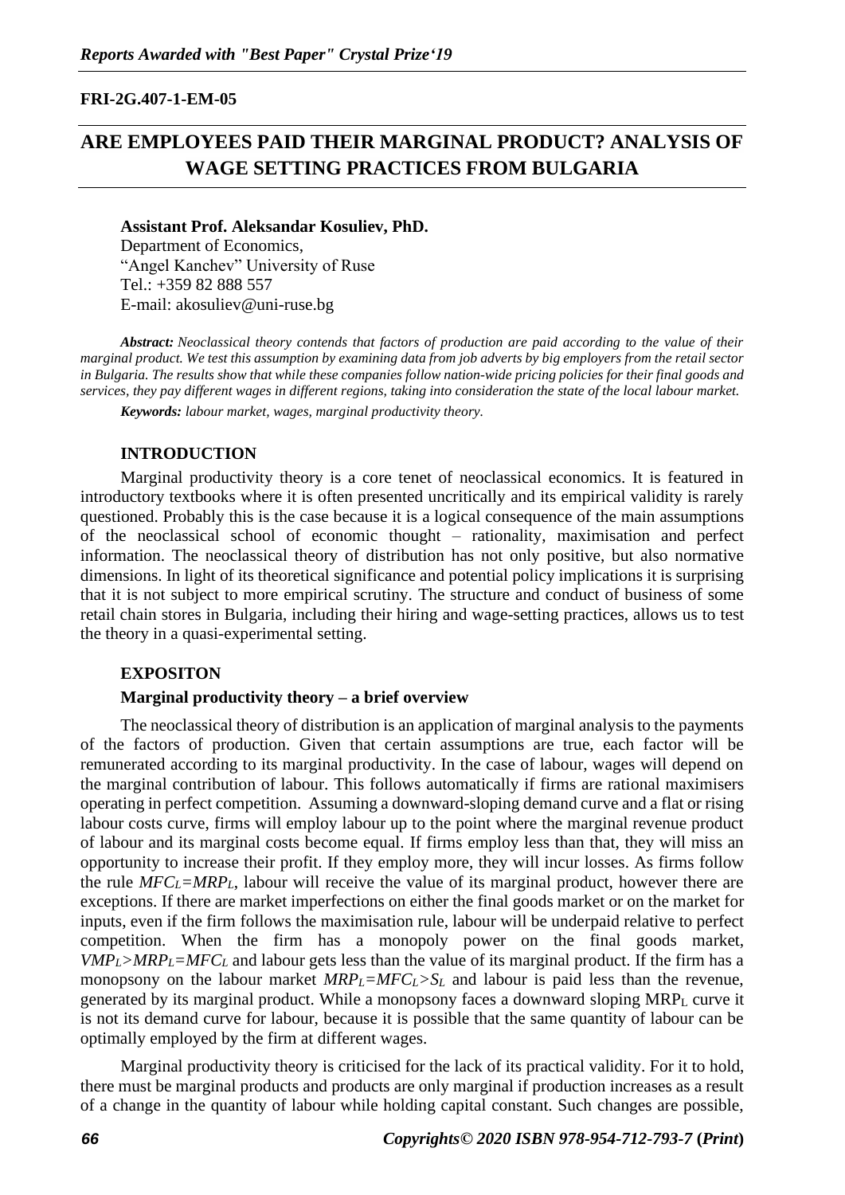**FRI-2G.407-1-EM-05**

# ARE EMPLOYEES PAID THEIR MARGINAL PRODUCT? ANALYSIS OF WAGE SETTING PRACTICES FROM BULGARIA

**Assistant Prof. Aleksandar Kosuliev, PhD.**
Department of Economics,
"Angel Kanchev" University of Ruse
Tel.: +359 82 888 557
E-mail: akosuliev@uni-ruse.bg

***Abstract:*** *Neoclassical theory contends that factors of production are paid according to the value of their marginal product. We test this assumption by examining data from job adverts by big employers from the retail sector in Bulgaria. The results show that while these companies follow nation-wide pricing policies for their final goods and services, they pay different wages in different regions, taking into consideration the state of the local labour market.*

***Keywords:*** *labour market, wages, marginal productivity theory.*

## INTRODUCTION

Marginal productivity theory is a core tenet of neoclassical economics. It is featured in introductory textbooks where it is often presented uncritically and its empirical validity is rarely questioned. Probably this is the case because it is a logical consequence of the main assumptions of the neoclassical school of economic thought – rationality, maximisation and perfect information. The neoclassical theory of distribution has not only positive, but also normative dimensions. In light of its theoretical significance and potential policy implications it is surprising that it is not subject to more empirical scrutiny. The structure and conduct of business of some retail chain stores in Bulgaria, including their hiring and wage-setting practices, allows us to test the theory in a quasi-experimental setting.

## EXPOSITON

### Marginal productivity theory – a brief overview

The neoclassical theory of distribution is an application of marginal analysis to the payments of the factors of production. Given that certain assumptions are true, each factor will be remunerated according to its marginal productivity. In the case of labour, wages will depend on the marginal contribution of labour. This follows automatically if firms are rational maximisers operating in perfect competition. Assuming a downward-sloping demand curve and a flat or rising labour costs curve, firms will employ labour up to the point where the marginal revenue product of labour and its marginal costs become equal. If firms employ less than that, they will miss an opportunity to increase their profit. If they employ more, they will incur losses. As firms follow the rule $MFC_L=MRP_L$, labour will receive the value of its marginal product, however there are exceptions. If there are market imperfections on either the final goods market or on the market for inputs, even if the firm follows the maximisation rule, labour will be underpaid relative to perfect competition. When the firm has a monopoly power on the final goods market, $VMP_L>MRP_L=MFC_L$ and labour gets less than the value of its marginal product. If the firm has a monopsony on the labour market $MRP_L=MFC_L>S_L$ and labour is paid less than the revenue, generated by its marginal product. While a monopsony faces a downward sloping $MRP_L$ curve it is not its demand curve for labour, because it is possible that the same quantity of labour can be optimally employed by the firm at different wages.

Marginal productivity theory is criticised for the lack of its practical validity. For it to hold, there must be marginal products and products are only marginal if production increases as a result of a change in the quantity of labour while holding capital constant. Such changes are possible,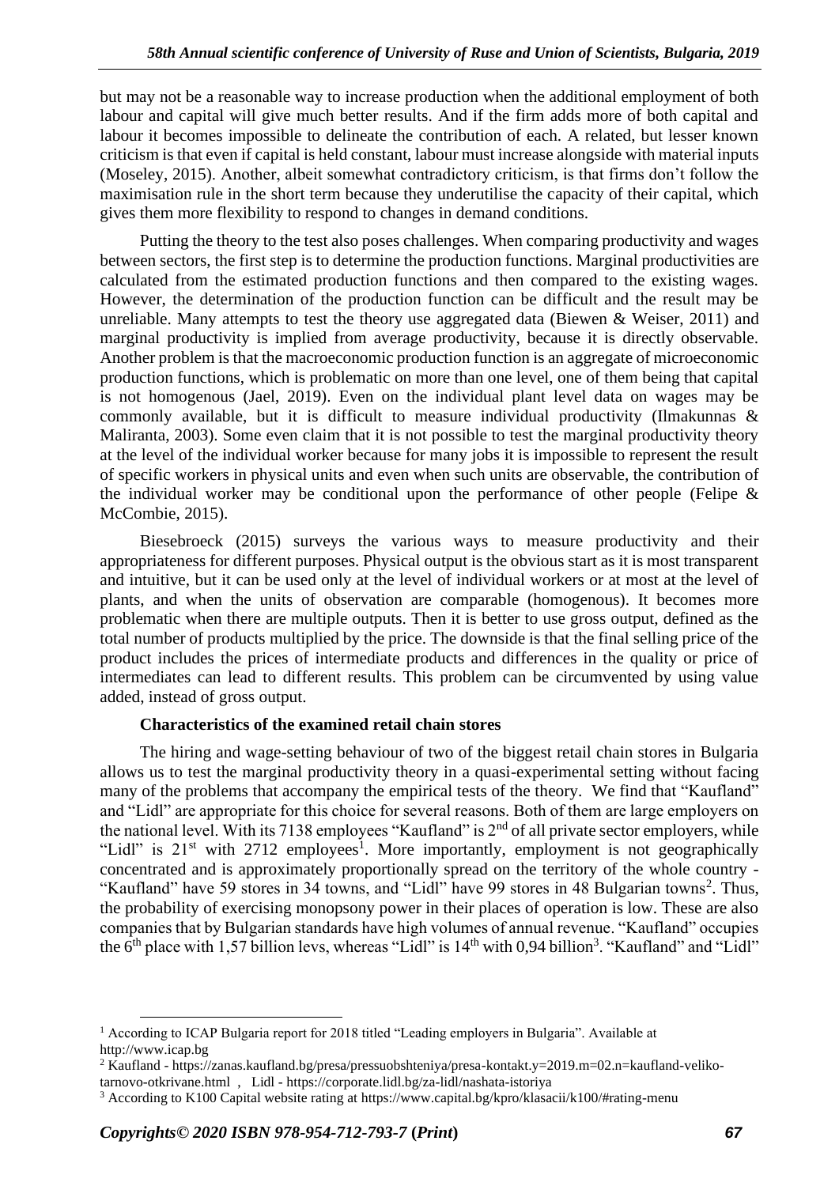but may not be a reasonable way to increase production when the additional employment of both labour and capital will give much better results. And if the firm adds more of both capital and labour it becomes impossible to delineate the contribution of each. A related, but lesser known criticism is that even if capital is held constant, labour must increase alongside with material inputs (Moseley, 2015). Another, albeit somewhat contradictory criticism, is that firms don't follow the maximisation rule in the short term because they underutilise the capacity of their capital, which gives them more flexibility to respond to changes in demand conditions.

Putting the theory to the test also poses challenges. When comparing productivity and wages between sectors, the first step is to determine the production functions. Marginal productivities are calculated from the estimated production functions and then compared to the existing wages. However, the determination of the production function can be difficult and the result may be unreliable. Many attempts to test the theory use aggregated data (Biewen & Weiser, 2011) and marginal productivity is implied from average productivity, because it is directly observable. Another problem is that the macroeconomic production function is an aggregate of microeconomic production functions, which is problematic on more than one level, one of them being that capital is not homogenous (Jael, 2019). Even on the individual plant level data on wages may be commonly available, but it is difficult to measure individual productivity (Ilmakunnas & Maliranta, 2003). Some even claim that it is not possible to test the marginal productivity theory at the level of the individual worker because for many jobs it is impossible to represent the result of specific workers in physical units and even when such units are observable, the contribution of the individual worker may be conditional upon the performance of other people (Felipe & McCombie, 2015).

Biesebroeck (2015) surveys the various ways to measure productivity and their appropriateness for different purposes. Physical output is the obvious start as it is most transparent and intuitive, but it can be used only at the level of individual workers or at most at the level of plants, and when the units of observation are comparable (homogenous). It becomes more problematic when there are multiple outputs. Then it is better to use gross output, defined as the total number of products multiplied by the price. The downside is that the final selling price of the product includes the prices of intermediate products and differences in the quality or price of intermediates can lead to different results. This problem can be circumvented by using value added, instead of gross output.

**Characteristics of the examined retail chain stores**

The hiring and wage-setting behaviour of two of the biggest retail chain stores in Bulgaria allows us to test the marginal productivity theory in a quasi-experimental setting without facing many of the problems that accompany the empirical tests of the theory. We find that "Kaufland" and "Lidl" are appropriate for this choice for several reasons. Both of them are large employers on the national level. With its 7138 employees "Kaufland" is 2nd of all private sector employers, while "Lidl" is 21st with 2712 employees[1]. More importantly, employment is not geographically concentrated and is approximately proportionally spread on the territory of the whole country - "Kaufland" have 59 stores in 34 towns, and "Lidl" have 99 stores in 48 Bulgarian towns[2]. Thus, the probability of exercising monopsony power in their places of operation is low. These are also companies that by Bulgarian standards have high volumes of annual revenue. "Kaufland" occupies the 6th place with 1,57 billion levs, whereas "Lidl" is 14th with 0,94 billion[3]. "Kaufland" and "Lidl"

[1] According to ICAP Bulgaria report for 2018 titled "Leading employers in Bulgaria". Available at http://www.icap.bg

[2] Kaufland - https://zanas.kaufland.bg/presa/pressuobshteniya/presa-kontakt.y=2019.m=02.n=kaufland-veliko-tarnovo-otkrivane.html , Lidl - https://corporate.lidl.bg/za-lidl/nashata-istoriya

[3] According to K100 Capital website rating at https://www.capital.bg/kpro/klasacii/k100/#rating-menu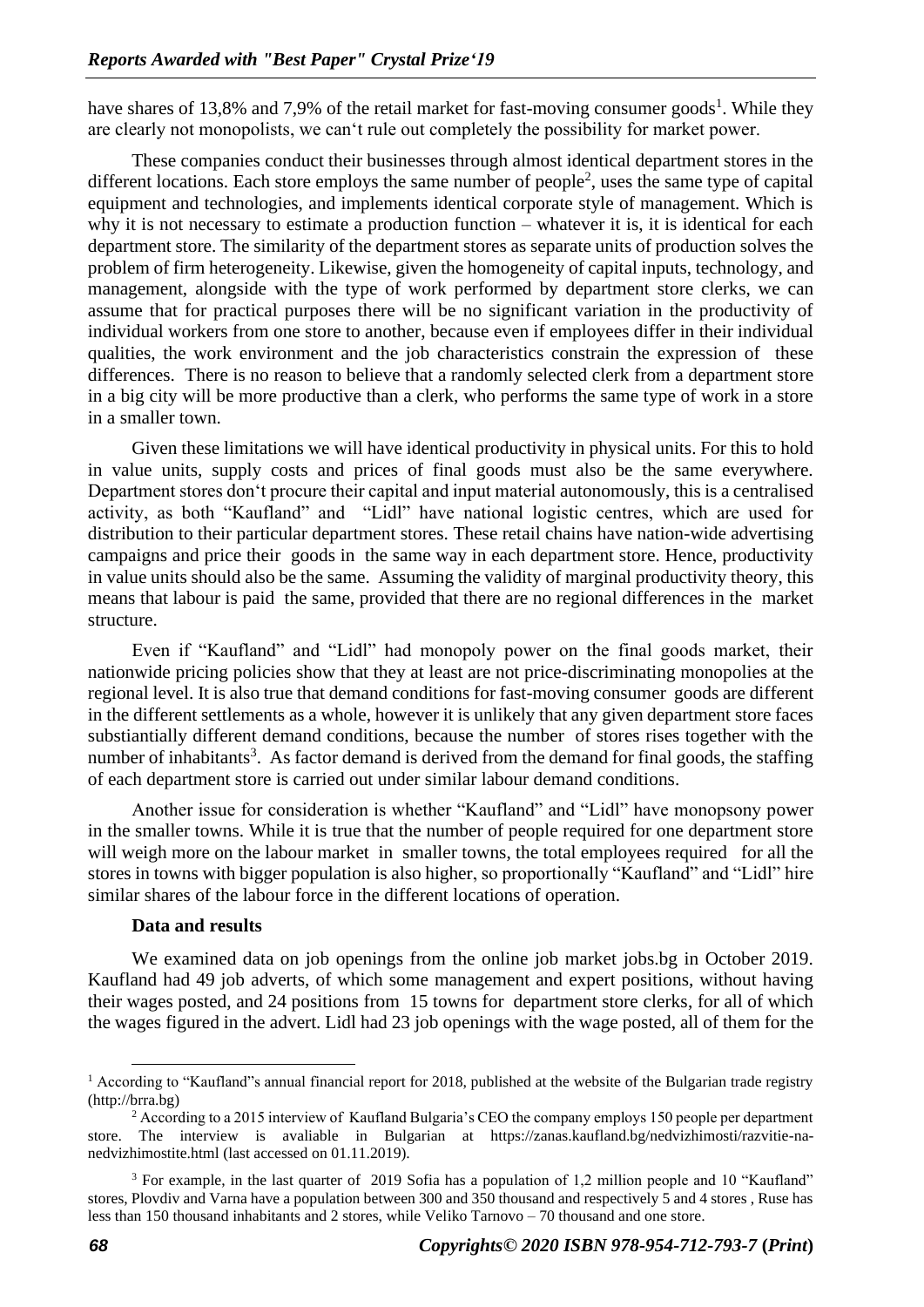have shares of 13,8% and 7,9% of the retail market for fast-moving consumer goods[1]. While they are clearly not monopolists, we can't rule out completely the possibility for market power.

These companies conduct their businesses through almost identical department stores in the different locations. Each store employs the same number of people[2], uses the same type of capital equipment and technologies, and implements identical corporate style of management. Which is why it is not necessary to estimate a production function – whatever it is, it is identical for each department store. The similarity of the department stores as separate units of production solves the problem of firm heterogeneity. Likewise, given the homogeneity of capital inputs, technology, and management, alongside with the type of work performed by department store clerks, we can assume that for practical purposes there will be no significant variation in the productivity of individual workers from one store to another, because even if employees differ in their individual qualities, the work environment and the job characteristics constrain the expression of these differences. There is no reason to believe that a randomly selected clerk from a department store in a big city will be more productive than a clerk, who performs the same type of work in a store in a smaller town.

Given these limitations we will have identical productivity in physical units. For this to hold in value units, supply costs and prices of final goods must also be the same everywhere. Department stores don't procure their capital and input material autonomously, this is a centralised activity, as both "Kaufland" and "Lidl" have national logistic centres, which are used for distribution to their particular department stores. These retail chains have nation-wide advertising campaigns and price their goods in the same way in each department store. Hence, productivity in value units should also be the same. Assuming the validity of marginal productivity theory, this means that labour is paid the same, provided that there are no regional differences in the market structure.

Even if "Kaufland" and "Lidl" had monopoly power on the final goods market, their nationwide pricing policies show that they at least are not price-discriminating monopolies at the regional level. It is also true that demand conditions for fast-moving consumer goods are different in the different settlements as a whole, however it is unlikely that any given department store faces substiantially different demand conditions, because the number of stores rises together with the number of inhabitants[3]. As factor demand is derived from the demand for final goods, the staffing of each department store is carried out under similar labour demand conditions.

Another issue for consideration is whether "Kaufland" and "Lidl" have monopsony power in the smaller towns. While it is true that the number of people required for one department store will weigh more on the labour market in smaller towns, the total employees required for all the stores in towns with bigger population is also higher, so proportionally "Kaufland" and "Lidl" hire similar shares of the labour force in the different locations of operation.

**Data and results**

We examined data on job openings from the online job market jobs.bg in October 2019. Kaufland had 49 job adverts, of which some management and expert positions, without having their wages posted, and 24 positions from 15 towns for department store clerks, for all of which the wages figured in the advert. Lidl had 23 job openings with the wage posted, all of them for the

---

[1] According to "Kaufland"s annual financial report for 2018, published at the website of the Bulgarian trade registry (http://brra.bg)

[2] According to a 2015 interview of Kaufland Bulgaria's CEO the company employs 150 people per department store. The interview is avaliable in Bulgarian at https://zanas.kaufland.bg/nedvizhimosti/razvitie-na-nedvizhimostite.html (last accessed on 01.11.2019).

[3] For example, in the last quarter of 2019 Sofia has a population of 1,2 million people and 10 "Kaufland" stores, Plovdiv and Varna have a population between 300 and 350 thousand and respectively 5 and 4 stores , Ruse has less than 150 thousand inhabitants and 2 stores, while Veliko Tarnovo – 70 thousand and one store.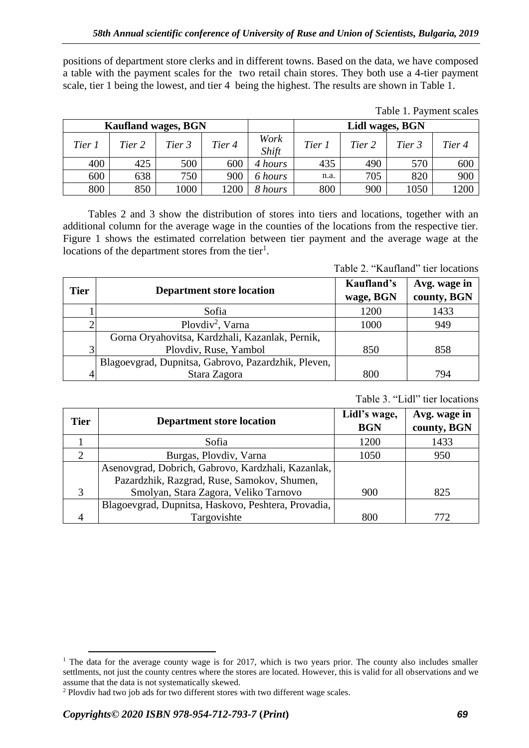positions of department store clerks and in different towns. Based on the data, we have composed a table with the payment scales for the two retail chain stores. They both use a 4-tier payment scale, tier 1 being the lowest, and tier 4 being the highest. The results are shown in Table 1.

Table 1. Payment scales

| Kaufland wages, BGN | | | | | Lidl wages, BGN | | | |
|---|---|---|---|---|---|---|---|---|
| *Tier 1* | *Tier 2* | *Tier 3* | *Tier 4* | *Work Shift* | *Tier 1* | *Tier 2* | *Tier 3* | *Tier 4* |
| 400 | 425 | 500 | 600 | *4 hours* | 435 | 490 | 570 | 600 |
| 600 | 638 | 750 | 900 | *6 hours* | n.a. | 705 | 820 | 900 |
| 800 | 850 | 1000 | 1200 | *8 hours* | 800 | 900 | 1050 | 1200 |

Tables 2 and 3 show the distribution of stores into tiers and locations, together with an additional column for the average wage in the counties of the locations from the respective tier. Figure 1 shows the estimated correlation between tier payment and the average wage at the locations of the department stores from the tier[1].

Table 2. "Kaufland" tier locations

| Tier | Department store location | Kaufland's wage, BGN | Avg. wage in county, BGN |
|---|---|---|---|
| 1 | Sofia | 1200 | 1433 |
| 2 | Plovdiv[2], Varna | 1000 | 949 |
| 3 | Gorna Oryahovitsa, Kardzhali, Kazanlak, Pernik, Plovdiv, Ruse, Yambol | 850 | 858 |
| 4 | Blagoevgrad, Dupnitsa, Gabrovo, Pazardzhik, Pleven, Stara Zagora | 800 | 794 |

Table 3. "Lidl" tier locations

| Tier | Department store location | Lidl's wage, BGN | Avg. wage in county, BGN |
|---|---|---|---|
| 1 | Sofia | 1200 | 1433 |
| 2 | Burgas, Plovdiv, Varna | 1050 | 950 |
| 3 | Asenovgrad, Dobrich, Gabrovo, Kardzhali, Kazanlak, Pazardzhik, Razgrad, Ruse, Samokov, Shumen, Smolyan, Stara Zagora, Veliko Tarnovo | 900 | 825 |
| 4 | Blagoevgrad, Dupnitsa, Haskovo, Peshtera, Provadia, Targovishte | 800 | 772 |

[1] The data for the average county wage is for 2017, which is two years prior. The county also includes smaller settlments, not just the county centres where the stores are located. However, this is valid for all observations and we assume that the data is not systematically skewed.

[2] Plovdiv had two job ads for two different stores with two different wage scales.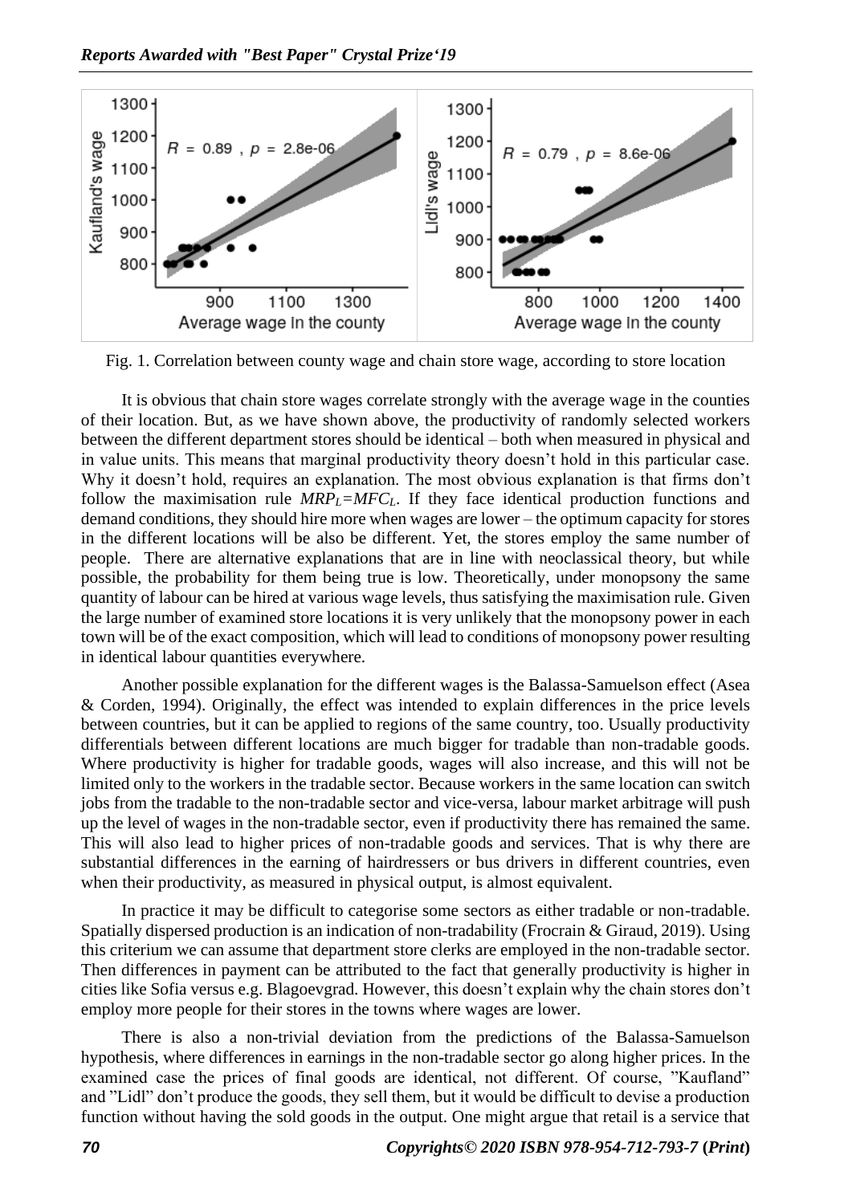Fig. 1. Correlation between county wage and chain store wage, according to store location

It is obvious that chain store wages correlate strongly with the average wage in the counties of their location. But, as we have shown above, the productivity of randomly selected workers between the different department stores should be identical – both when measured in physical and in value units. This means that marginal productivity theory doesn't hold in this particular case. Why it doesn't hold, requires an explanation. The most obvious explanation is that firms don't follow the maximisation rule $MRP_L=MFC_L$. If they face identical production functions and demand conditions, they should hire more when wages are lower – the optimum capacity for stores in the different locations will be also be different. Yet, the stores employ the same number of people. There are alternative explanations that are in line with neoclassical theory, but while possible, the probability for them being true is low. Theoretically, under monopsony the same quantity of labour can be hired at various wage levels, thus satisfying the maximisation rule. Given the large number of examined store locations it is very unlikely that the monopsony power in each town will be of the exact composition, which will lead to conditions of monopsony power resulting in identical labour quantities everywhere.

Another possible explanation for the different wages is the Balassa-Samuelson effect (Asea & Corden, 1994). Originally, the effect was intended to explain differences in the price levels between countries, but it can be applied to regions of the same country, too. Usually productivity differentials between different locations are much bigger for tradable than non-tradable goods. Where productivity is higher for tradable goods, wages will also increase, and this will not be limited only to the workers in the tradable sector. Because workers in the same location can switch jobs from the tradable to the non-tradable sector and vice-versa, labour market arbitrage will push up the level of wages in the non-tradable sector, even if productivity there has remained the same. This will also lead to higher prices of non-tradable goods and services. That is why there are substantial differences in the earning of hairdressers or bus drivers in different countries, even when their productivity, as measured in physical output, is almost equivalent.

In practice it may be difficult to categorise some sectors as either tradable or non-tradable. Spatially dispersed production is an indication of non-tradability (Frocrain & Giraud, 2019). Using this criterium we can assume that department store clerks are employed in the non-tradable sector. Then differences in payment can be attributed to the fact that generally productivity is higher in cities like Sofia versus e.g. Blagoevgrad. However, this doesn't explain why the chain stores don't employ more people for their stores in the towns where wages are lower.

There is also a non-trivial deviation from the predictions of the Balassa-Samuelson hypothesis, where differences in earnings in the non-tradable sector go along higher prices. In the examined case the prices of final goods are identical, not different. Of course, "Kaufland" and "Lidl" don't produce the goods, they sell them, but it would be difficult to devise a production function without having the sold goods in the output. One might argue that retail is a service that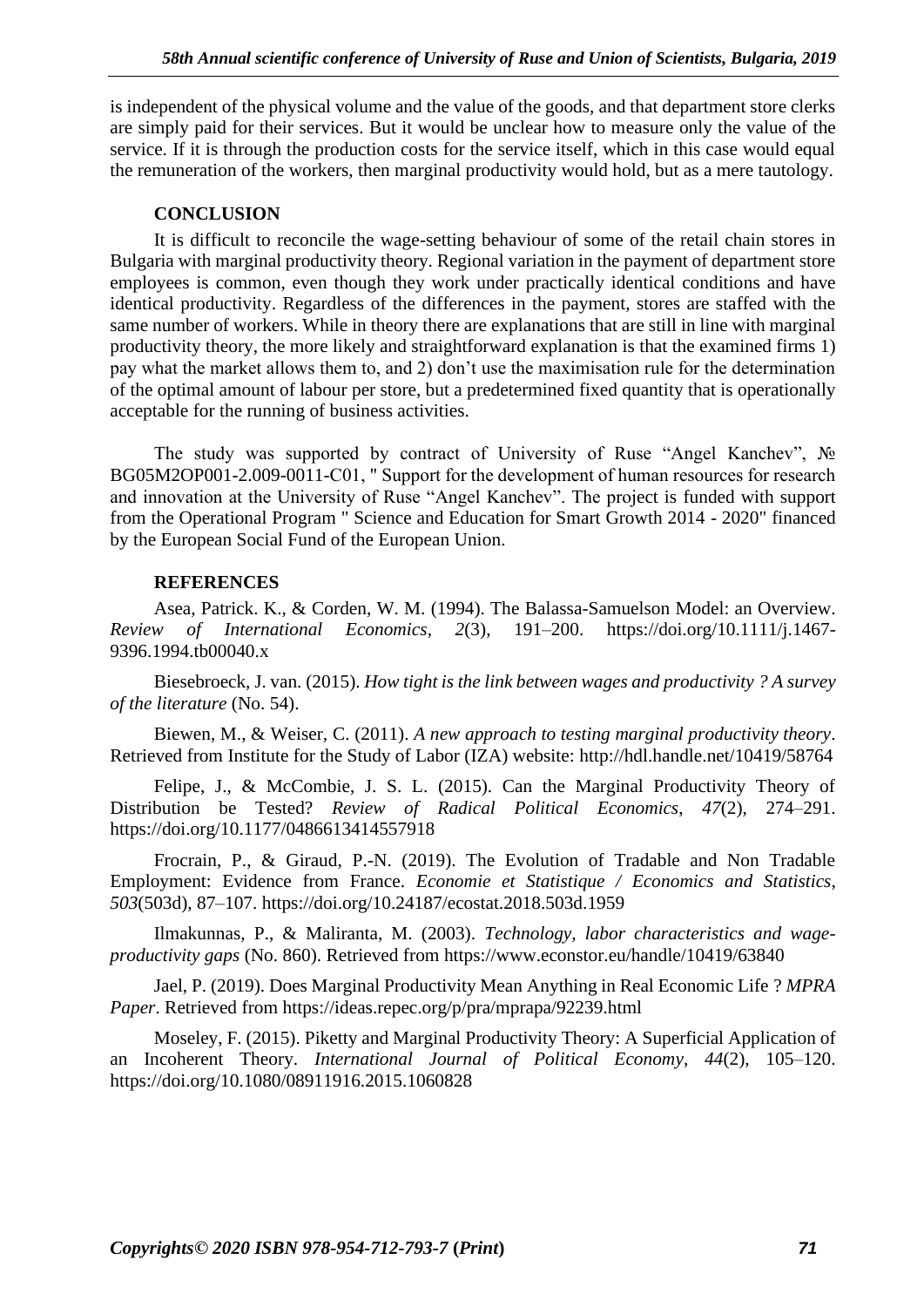is independent of the physical volume and the value of the goods, and that department store clerks are simply paid for their services. But it would be unclear how to measure only the value of the service. If it is through the production costs for the service itself, which in this case would equal the remuneration of the workers, then marginal productivity would hold, but as a mere tautology.

## CONCLUSION

It is difficult to reconcile the wage-setting behaviour of some of the retail chain stores in Bulgaria with marginal productivity theory. Regional variation in the payment of department store employees is common, even though they work under practically identical conditions and have identical productivity. Regardless of the differences in the payment, stores are staffed with the same number of workers. While in theory there are explanations that are still in line with marginal productivity theory, the more likely and straightforward explanation is that the examined firms 1) pay what the market allows them to, and 2) don't use the maximisation rule for the determination of the optimal amount of labour per store, but a predetermined fixed quantity that is operationally acceptable for the running of business activities.

The study was supported by contract of University of Ruse "Angel Kanchev", № BG05M2OP001-2.009-0011-C01, " Support for the development of human resources for research and innovation at the University of Ruse "Angel Kanchev". The project is funded with support from the Operational Program " Science and Education for Smart Growth 2014 - 2020" financed by the European Social Fund of the European Union.

## REFERENCES

Asea, Patrick. K., & Corden, W. M. (1994). The Balassa-Samuelson Model: an Overview. *Review of International Economics*, *2*(3), 191–200. https://doi.org/10.1111/j.1467-9396.1994.tb00040.x

Biesebroeck, J. van. (2015). *How tight is the link between wages and productivity ? A survey of the literature* (No. 54).

Biewen, M., & Weiser, C. (2011). *A new approach to testing marginal productivity theory*. Retrieved from Institute for the Study of Labor (IZA) website: http://hdl.handle.net/10419/58764

Felipe, J., & McCombie, J. S. L. (2015). Can the Marginal Productivity Theory of Distribution be Tested? *Review of Radical Political Economics*, *47*(2), 274–291. https://doi.org/10.1177/0486613414557918

Frocrain, P., & Giraud, P.-N. (2019). The Evolution of Tradable and Non Tradable Employment: Evidence from France. *Economie et Statistique / Economics and Statistics*, *503*(503d), 87–107. https://doi.org/10.24187/ecostat.2018.503d.1959

Ilmakunnas, P., & Maliranta, M. (2003). *Technology, labor characteristics and wage-productivity gaps* (No. 860). Retrieved from https://www.econstor.eu/handle/10419/63840

Jael, P. (2019). Does Marginal Productivity Mean Anything in Real Economic Life ? *MPRA Paper*. Retrieved from https://ideas.repec.org/p/pra/mprapa/92239.html

Moseley, F. (2015). Piketty and Marginal Productivity Theory: A Superficial Application of an Incoherent Theory. *International Journal of Political Economy*, *44*(2), 105–120. https://doi.org/10.1080/08911916.2015.1060828